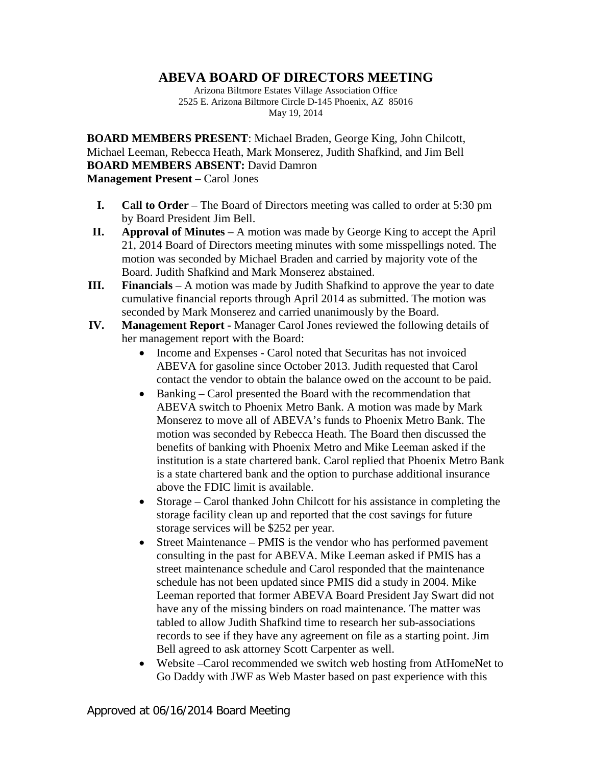# ABEVA BOARD OF DIRECTORS MEETING

Arizona Biltmore Estates Village Association Office
2525 E. Arizona Biltmore Circle D-145 Phoenix, AZ 85016
May 19, 2014

**BOARD MEMBERS PRESENT**: Michael Braden, George King, John Chilcott, Michael Leeman, Rebecca Heath, Mark Monserez, Judith Shafkind, and Jim Bell
**BOARD MEMBERS ABSENT:** David Damron
**Management Present** – Carol Jones

I. **Call to Order** – The Board of Directors meeting was called to order at 5:30 pm by Board President Jim Bell.

II. **Approval of Minutes** – A motion was made by George King to accept the April 21, 2014 Board of Directors meeting minutes with some misspellings noted. The motion was seconded by Michael Braden and carried by majority vote of the Board. Judith Shafkind and Mark Monserez abstained.

III. **Financials** – A motion was made by Judith Shafkind to approve the year to date cumulative financial reports through April 2014 as submitted. The motion was seconded by Mark Monserez and carried unanimously by the Board.

IV. **Management Report** - Manager Carol Jones reviewed the following details of her management report with the Board:

- Income and Expenses - Carol noted that Securitas has not invoiced ABEVA for gasoline since October 2013. Judith requested that Carol contact the vendor to obtain the balance owed on the account to be paid.
- Banking – Carol presented the Board with the recommendation that ABEVA switch to Phoenix Metro Bank. A motion was made by Mark Monserez to move all of ABEVA's funds to Phoenix Metro Bank. The motion was seconded by Rebecca Heath. The Board then discussed the benefits of banking with Phoenix Metro and Mike Leeman asked if the institution is a state chartered bank. Carol replied that Phoenix Metro Bank is a state chartered bank and the option to purchase additional insurance above the FDIC limit is available.
- Storage – Carol thanked John Chilcott for his assistance in completing the storage facility clean up and reported that the cost savings for future storage services will be $252 per year.
- Street Maintenance – PMIS is the vendor who has performed pavement consulting in the past for ABEVA. Mike Leeman asked if PMIS has a street maintenance schedule and Carol responded that the maintenance schedule has not been updated since PMIS did a study in 2004. Mike Leeman reported that former ABEVA Board President Jay Swart did not have any of the missing binders on road maintenance. The matter was tabled to allow Judith Shafkind time to research her sub-associations records to see if they have any agreement on file as a starting point. Jim Bell agreed to ask attorney Scott Carpenter as well.
- Website –Carol recommended we switch web hosting from AtHomeNet to Go Daddy with JWF as Web Master based on past experience with this

Approved at 06/16/2014 Board Meeting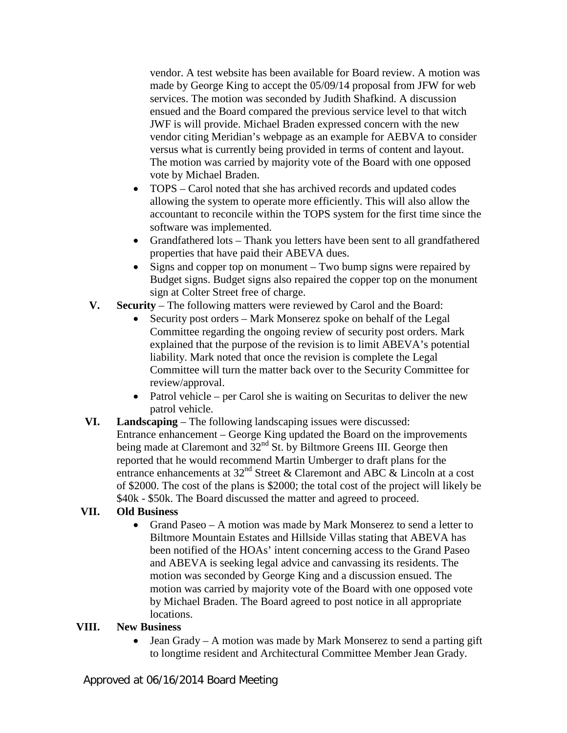vendor. A test website has been available for Board review. A motion was made by George King to accept the 05/09/14 proposal from JFW for web services. The motion was seconded by Judith Shafkind. A discussion ensued and the Board compared the previous service level to that witch JWF is will provide. Michael Braden expressed concern with the new vendor citing Meridian's webpage as an example for AEBVA to consider versus what is currently being provided in terms of content and layout. The motion was carried by majority vote of the Board with one opposed vote by Michael Braden.

- TOPS – Carol noted that she has archived records and updated codes allowing the system to operate more efficiently. This will also allow the accountant to reconcile within the TOPS system for the first time since the software was implemented.
- Grandfathered lots – Thank you letters have been sent to all grandfathered properties that have paid their ABEVA dues.
- Signs and copper top on monument – Two bump signs were repaired by Budget signs. Budget signs also repaired the copper top on the monument sign at Colter Street free of charge.

**V. Security** – The following matters were reviewed by Carol and the Board:

- Security post orders – Mark Monserez spoke on behalf of the Legal Committee regarding the ongoing review of security post orders. Mark explained that the purpose of the revision is to limit ABEVA's potential liability. Mark noted that once the revision is complete the Legal Committee will turn the matter back over to the Security Committee for review/approval.
- Patrol vehicle – per Carol she is waiting on Securitas to deliver the new patrol vehicle.

**VI. Landscaping** – The following landscaping issues were discussed:

Entrance enhancement – George King updated the Board on the improvements being made at Claremont and 32nd St. by Biltmore Greens III. George then reported that he would recommend Martin Umberger to draft plans for the entrance enhancements at 32nd Street & Claremont and ABC & Lincoln at a cost of $2000. The cost of the plans is $2000; the total cost of the project will likely be $40k - $50k. The Board discussed the matter and agreed to proceed.

**VII. Old Business**

- Grand Paseo – A motion was made by Mark Monserez to send a letter to Biltmore Mountain Estates and Hillside Villas stating that ABEVA has been notified of the HOAs' intent concerning access to the Grand Paseo and ABEVA is seeking legal advice and canvassing its residents. The motion was seconded by George King and a discussion ensued. The motion was carried by majority vote of the Board with one opposed vote by Michael Braden. The Board agreed to post notice in all appropriate locations.

**VIII. New Business**

- Jean Grady – A motion was made by Mark Monserez to send a parting gift to longtime resident and Architectural Committee Member Jean Grady.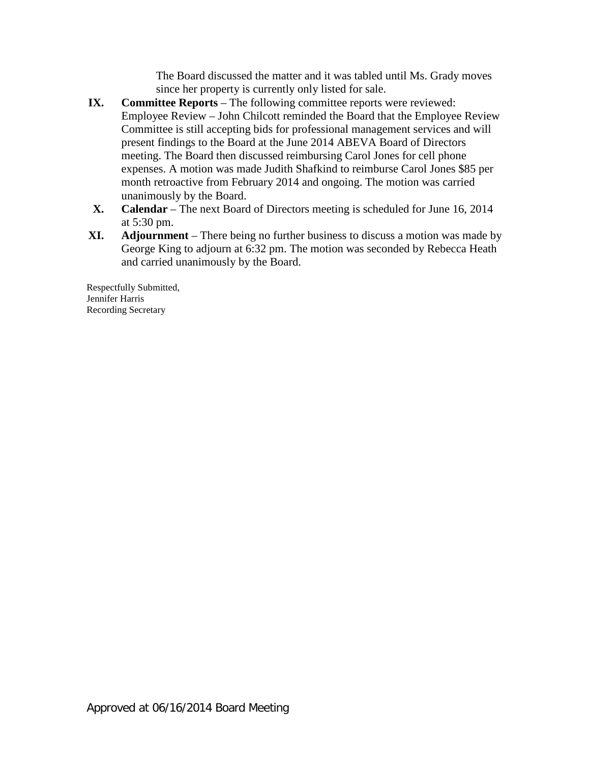The Board discussed the matter and it was tabled until Ms. Grady moves since her property is currently only listed for sale.

**IX. Committee Reports** – The following committee reports were reviewed: Employee Review – John Chilcott reminded the Board that the Employee Review Committee is still accepting bids for professional management services and will present findings to the Board at the June 2014 ABEVA Board of Directors meeting. The Board then discussed reimbursing Carol Jones for cell phone expenses. A motion was made Judith Shafkind to reimburse Carol Jones $85 per month retroactive from February 2014 and ongoing. The motion was carried unanimously by the Board.

**X. Calendar** – The next Board of Directors meeting is scheduled for June 16, 2014 at 5:30 pm.

**XI. Adjournment** – There being no further business to discuss a motion was made by George King to adjourn at 6:32 pm. The motion was seconded by Rebecca Heath and carried unanimously by the Board.

Respectfully Submitted,
Jennifer Harris
Recording Secretary

Approved at 06/16/2014 Board Meeting